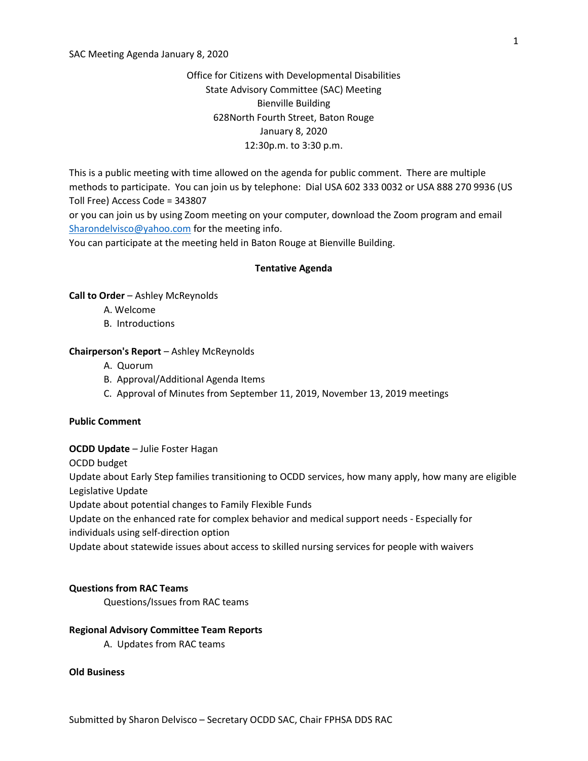SAC Meeting Agenda January 8, 2020

Office for Citizens with Developmental Disabilities
State Advisory Committee (SAC) Meeting
Bienville Building
628North Fourth Street, Baton Rouge
January 8, 2020
12:30p.m. to 3:30 p.m.

This is a public meeting with time allowed on the agenda for public comment. There are multiple methods to participate. You can join us by telephone: Dial USA 602 333 0032 or USA 888 270 9936 (US Toll Free) Access Code = 343807
or you can join us by using Zoom meeting on your computer, download the Zoom program and email Sharondelvisco@yahoo.com for the meeting info.
You can participate at the meeting held in Baton Rouge at Bienville Building.

**Tentative Agenda**

**Call to Order** – Ashley McReynolds

A. Welcome
B. Introductions

**Chairperson's Report** – Ashley McReynolds

A. Quorum
B. Approval/Additional Agenda Items
C. Approval of Minutes from September 11, 2019, November 13, 2019 meetings

**Public Comment**

**OCDD Update** – Julie Foster Hagan

OCDD budget
Update about Early Step families transitioning to OCDD services, how many apply, how many are eligible
Legislative Update
Update about potential changes to Family Flexible Funds
Update on the enhanced rate for complex behavior and medical support needs - Especially for individuals using self-direction option
Update about statewide issues about access to skilled nursing services for people with waivers

**Questions from RAC Teams**

Questions/Issues from RAC teams

**Regional Advisory Committee Team Reports**

A. Updates from RAC teams

**Old Business**

Submitted by Sharon Delvisco – Secretary OCDD SAC, Chair FPHSA DDS RAC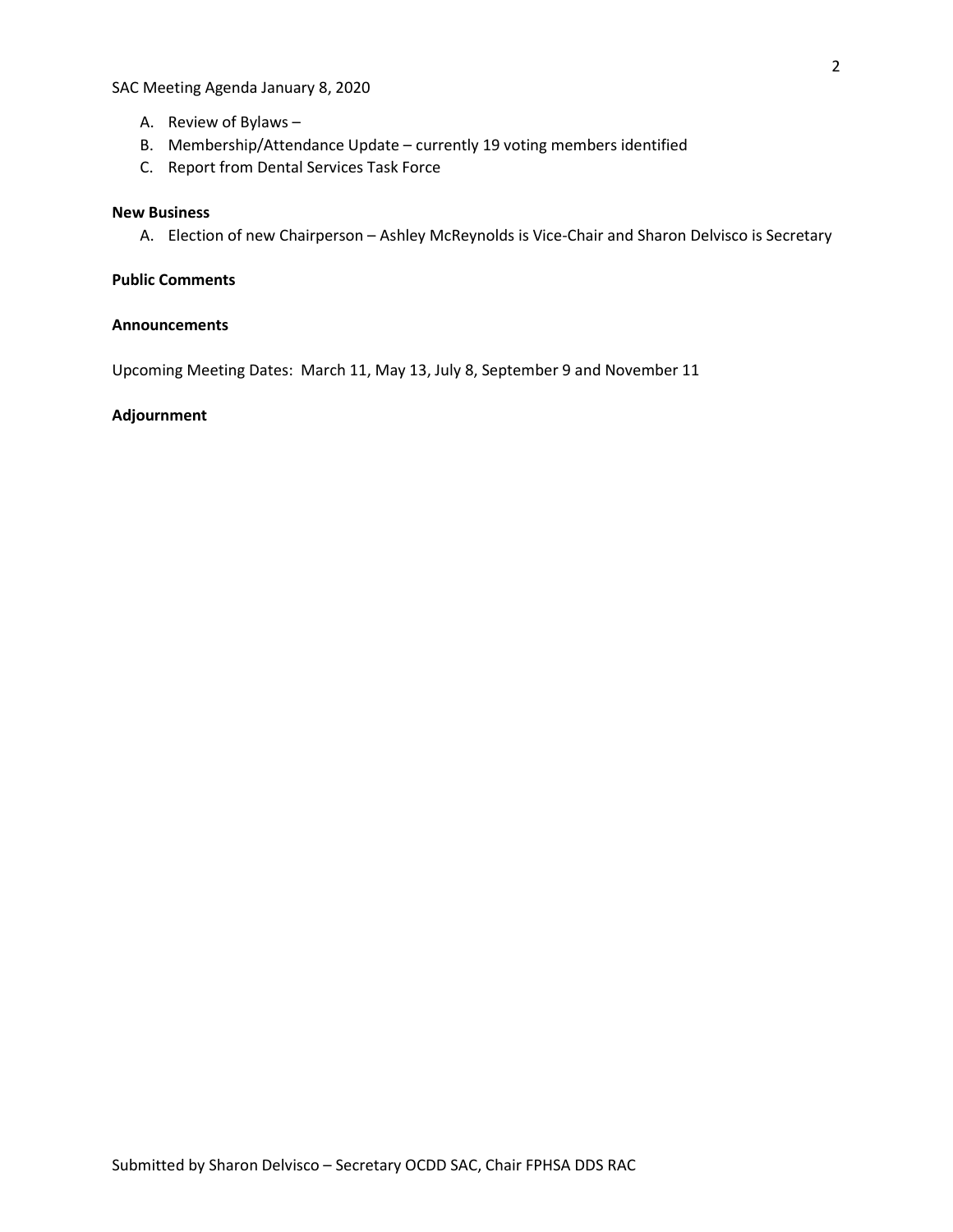A. Review of Bylaws –
B. Membership/Attendance Update – currently 19 voting members identified
C. Report from Dental Services Task Force

**New Business**

A. Election of new Chairperson – Ashley McReynolds is Vice-Chair and Sharon Delvisco is Secretary

**Public Comments**

**Announcements**

Upcoming Meeting Dates: March 11, May 13, July 8, September 9 and November 11

**Adjournment**

Submitted by Sharon Delvisco – Secretary OCDD SAC, Chair FPHSA DDS RAC